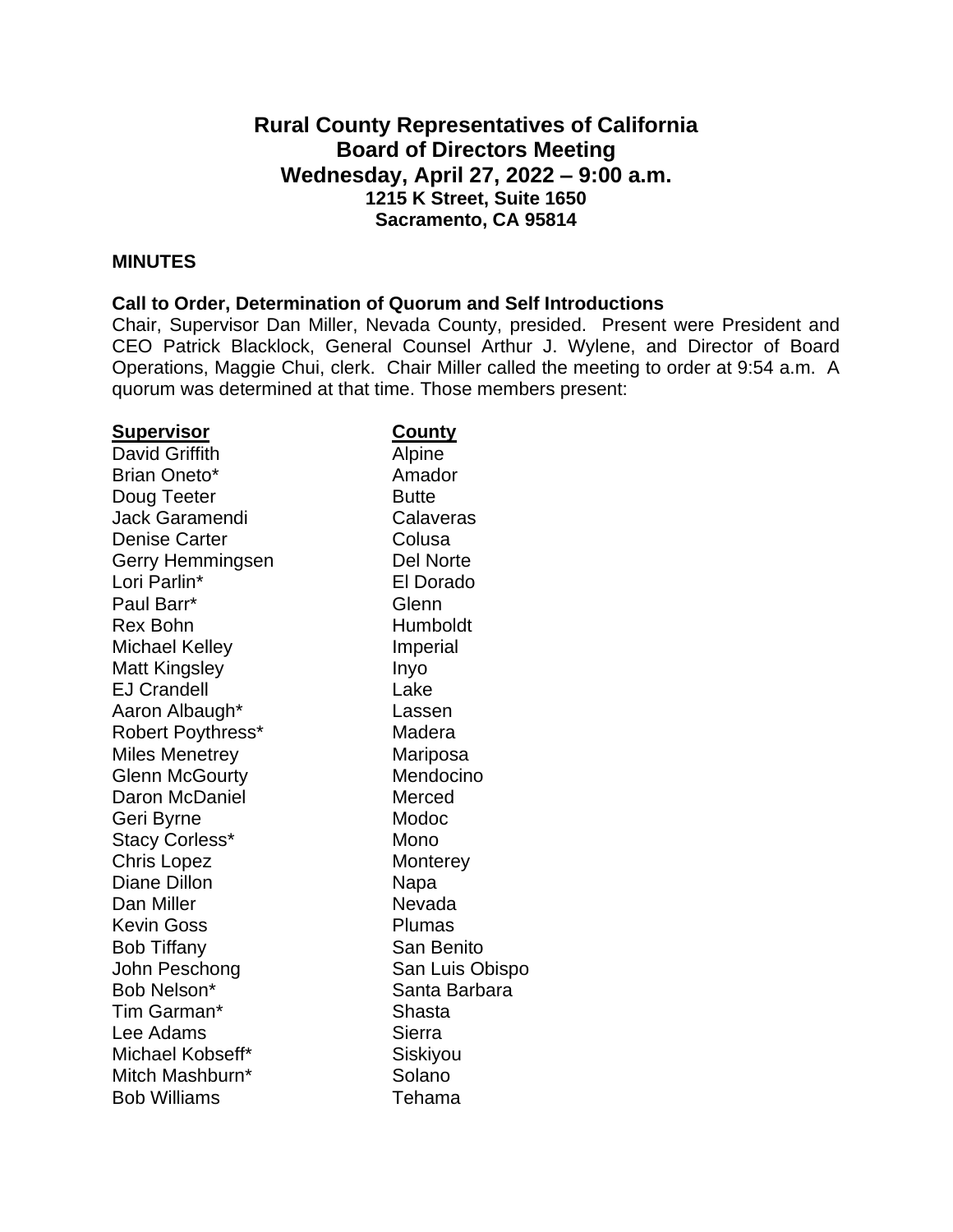# Rural County Representatives of California
## Board of Directors Meeting
## Wednesday, April 27, 2022 – 9:00 a.m.
### 1215 K Street, Suite 1650
### Sacramento, CA 95814

**MINUTES**

**Call to Order, Determination of Quorum and Self Introductions**

Chair, Supervisor Dan Miller, Nevada County, presided. Present were President and CEO Patrick Blacklock, General Counsel Arthur J. Wylene, and Director of Board Operations, Maggie Chui, clerk. Chair Miller called the meeting to order at 9:54 a.m. A quorum was determined at that time. Those members present:

| Supervisor | County |
|---|---|
| David Griffith | Alpine |
| Brian Oneto* | Amador |
| Doug Teeter | Butte |
| Jack Garamendi | Calaveras |
| Denise Carter | Colusa |
| Gerry Hemmingsen | Del Norte |
| Lori Parlin* | El Dorado |
| Paul Barr* | Glenn |
| Rex Bohn | Humboldt |
| Michael Kelley | Imperial |
| Matt Kingsley | Inyo |
| EJ Crandell | Lake |
| Aaron Albaugh* | Lassen |
| Robert Poythress* | Madera |
| Miles Menetrey | Mariposa |
| Glenn McGourty | Mendocino |
| Daron McDaniel | Merced |
| Geri Byrne | Modoc |
| Stacy Corless* | Mono |
| Chris Lopez | Monterey |
| Diane Dillon | Napa |
| Dan Miller | Nevada |
| Kevin Goss | Plumas |
| Bob Tiffany | San Benito |
| John Peschong | San Luis Obispo |
| Bob Nelson* | Santa Barbara |
| Tim Garman* | Shasta |
| Lee Adams | Sierra |
| Michael Kobseff* | Siskiyou |
| Mitch Mashburn* | Solano |
| Bob Williams | Tehama |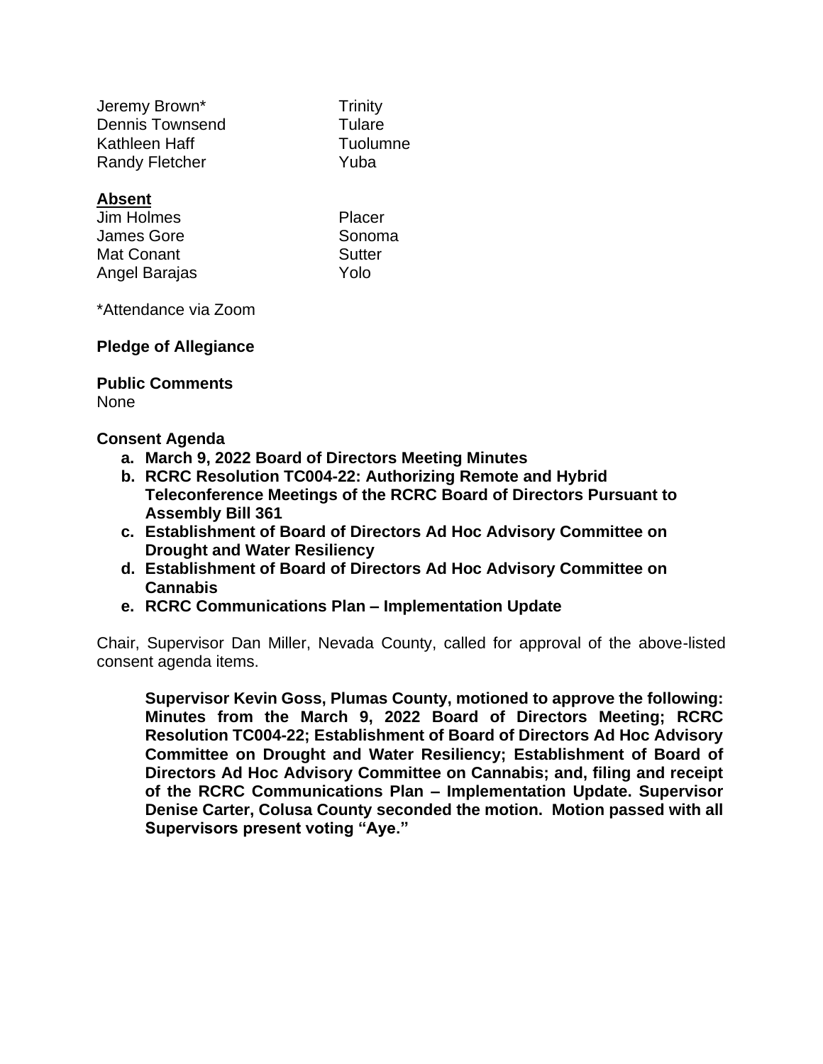| | |
|---|---|
| Jeremy Brown* | Trinity |
| Dennis Townsend | Tulare |
| Kathleen Haff | Tuolumne |
| Randy Fletcher | Yuba |

**Absent**

| | |
|---|---|
| Jim Holmes | Placer |
| James Gore | Sonoma |
| Mat Conant | Sutter |
| Angel Barajas | Yolo |

*Attendance via Zoom

**Pledge of Allegiance**

**Public Comments**
None

**Consent Agenda**

- **a. March 9, 2022 Board of Directors Meeting Minutes**
- **b. RCRC Resolution TC004-22: Authorizing Remote and Hybrid Teleconference Meetings of the RCRC Board of Directors Pursuant to Assembly Bill 361**
- **c. Establishment of Board of Directors Ad Hoc Advisory Committee on Drought and Water Resiliency**
- **d. Establishment of Board of Directors Ad Hoc Advisory Committee on Cannabis**
- **e. RCRC Communications Plan – Implementation Update**

Chair, Supervisor Dan Miller, Nevada County, called for approval of the above-listed consent agenda items.

> **Supervisor Kevin Goss, Plumas County, motioned to approve the following: Minutes from the March 9, 2022 Board of Directors Meeting; RCRC Resolution TC004-22; Establishment of Board of Directors Ad Hoc Advisory Committee on Drought and Water Resiliency; Establishment of Board of Directors Ad Hoc Advisory Committee on Cannabis; and, filing and receipt of the RCRC Communications Plan – Implementation Update. Supervisor Denise Carter, Colusa County seconded the motion. Motion passed with all Supervisors present voting "Aye."**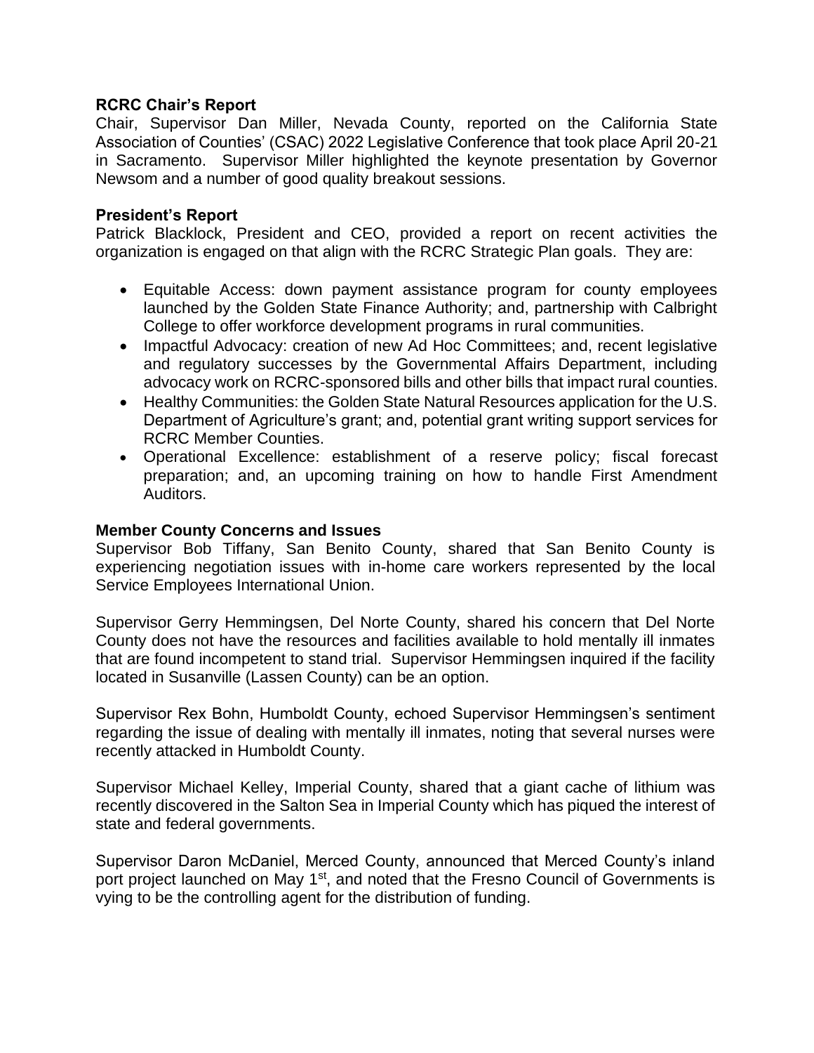**RCRC Chair's Report**

Chair, Supervisor Dan Miller, Nevada County, reported on the California State Association of Counties' (CSAC) 2022 Legislative Conference that took place April 20-21 in Sacramento. Supervisor Miller highlighted the keynote presentation by Governor Newsom and a number of good quality breakout sessions.

**President's Report**

Patrick Blacklock, President and CEO, provided a report on recent activities the organization is engaged on that align with the RCRC Strategic Plan goals. They are:

- Equitable Access: down payment assistance program for county employees launched by the Golden State Finance Authority; and, partnership with Calbright College to offer workforce development programs in rural communities.
- Impactful Advocacy: creation of new Ad Hoc Committees; and, recent legislative and regulatory successes by the Governmental Affairs Department, including advocacy work on RCRC-sponsored bills and other bills that impact rural counties.
- Healthy Communities: the Golden State Natural Resources application for the U.S. Department of Agriculture's grant; and, potential grant writing support services for RCRC Member Counties.
- Operational Excellence: establishment of a reserve policy; fiscal forecast preparation; and, an upcoming training on how to handle First Amendment Auditors.

**Member County Concerns and Issues**

Supervisor Bob Tiffany, San Benito County, shared that San Benito County is experiencing negotiation issues with in-home care workers represented by the local Service Employees International Union.

Supervisor Gerry Hemmingsen, Del Norte County, shared his concern that Del Norte County does not have the resources and facilities available to hold mentally ill inmates that are found incompetent to stand trial. Supervisor Hemmingsen inquired if the facility located in Susanville (Lassen County) can be an option.

Supervisor Rex Bohn, Humboldt County, echoed Supervisor Hemmingsen's sentiment regarding the issue of dealing with mentally ill inmates, noting that several nurses were recently attacked in Humboldt County.

Supervisor Michael Kelley, Imperial County, shared that a giant cache of lithium was recently discovered in the Salton Sea in Imperial County which has piqued the interest of state and federal governments.

Supervisor Daron McDaniel, Merced County, announced that Merced County's inland port project launched on May 1st, and noted that the Fresno Council of Governments is vying to be the controlling agent for the distribution of funding.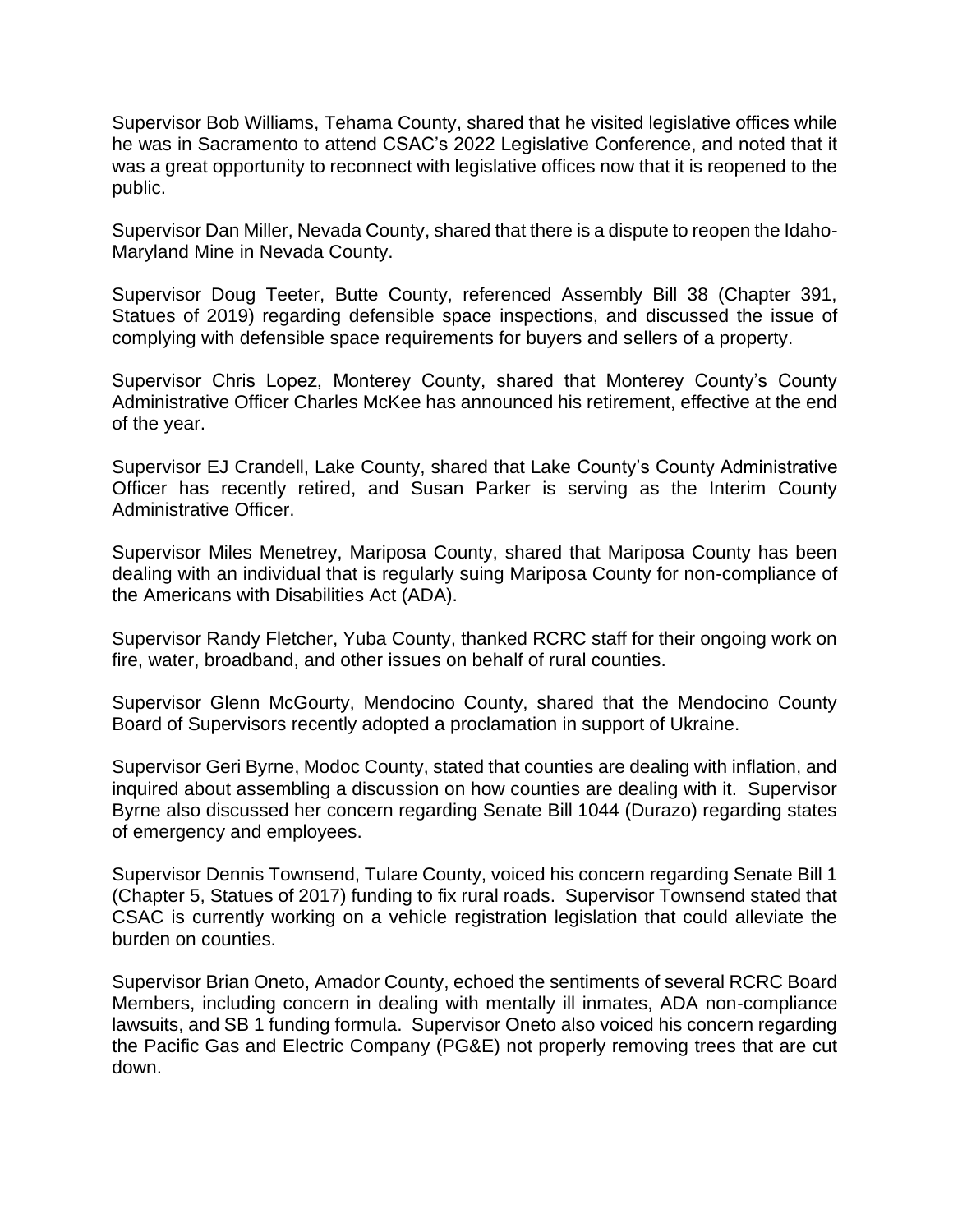Supervisor Bob Williams, Tehama County, shared that he visited legislative offices while he was in Sacramento to attend CSAC's 2022 Legislative Conference, and noted that it was a great opportunity to reconnect with legislative offices now that it is reopened to the public.

Supervisor Dan Miller, Nevada County, shared that there is a dispute to reopen the Idaho-Maryland Mine in Nevada County.

Supervisor Doug Teeter, Butte County, referenced Assembly Bill 38 (Chapter 391, Statues of 2019) regarding defensible space inspections, and discussed the issue of complying with defensible space requirements for buyers and sellers of a property.

Supervisor Chris Lopez, Monterey County, shared that Monterey County's County Administrative Officer Charles McKee has announced his retirement, effective at the end of the year.

Supervisor EJ Crandell, Lake County, shared that Lake County's County Administrative Officer has recently retired, and Susan Parker is serving as the Interim County Administrative Officer.

Supervisor Miles Menetrey, Mariposa County, shared that Mariposa County has been dealing with an individual that is regularly suing Mariposa County for non-compliance of the Americans with Disabilities Act (ADA).

Supervisor Randy Fletcher, Yuba County, thanked RCRC staff for their ongoing work on fire, water, broadband, and other issues on behalf of rural counties.

Supervisor Glenn McGourty, Mendocino County, shared that the Mendocino County Board of Supervisors recently adopted a proclamation in support of Ukraine.

Supervisor Geri Byrne, Modoc County, stated that counties are dealing with inflation, and inquired about assembling a discussion on how counties are dealing with it. Supervisor Byrne also discussed her concern regarding Senate Bill 1044 (Durazo) regarding states of emergency and employees.

Supervisor Dennis Townsend, Tulare County, voiced his concern regarding Senate Bill 1 (Chapter 5, Statues of 2017) funding to fix rural roads. Supervisor Townsend stated that CSAC is currently working on a vehicle registration legislation that could alleviate the burden on counties.

Supervisor Brian Oneto, Amador County, echoed the sentiments of several RCRC Board Members, including concern in dealing with mentally ill inmates, ADA non-compliance lawsuits, and SB 1 funding formula. Supervisor Oneto also voiced his concern regarding the Pacific Gas and Electric Company (PG&E) not properly removing trees that are cut down.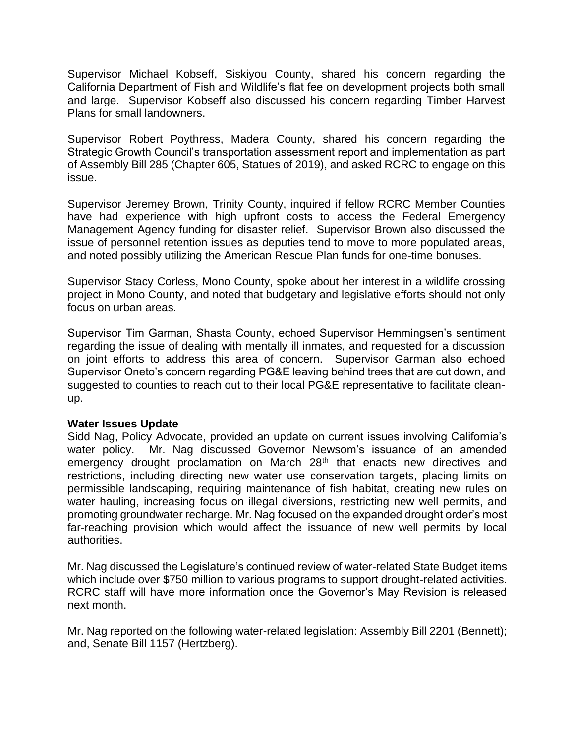Supervisor Michael Kobseff, Siskiyou County, shared his concern regarding the California Department of Fish and Wildlife's flat fee on development projects both small and large. Supervisor Kobseff also discussed his concern regarding Timber Harvest Plans for small landowners.

Supervisor Robert Poythress, Madera County, shared his concern regarding the Strategic Growth Council's transportation assessment report and implementation as part of Assembly Bill 285 (Chapter 605, Statues of 2019), and asked RCRC to engage on this issue.

Supervisor Jeremey Brown, Trinity County, inquired if fellow RCRC Member Counties have had experience with high upfront costs to access the Federal Emergency Management Agency funding for disaster relief. Supervisor Brown also discussed the issue of personnel retention issues as deputies tend to move to more populated areas, and noted possibly utilizing the American Rescue Plan funds for one-time bonuses.

Supervisor Stacy Corless, Mono County, spoke about her interest in a wildlife crossing project in Mono County, and noted that budgetary and legislative efforts should not only focus on urban areas.

Supervisor Tim Garman, Shasta County, echoed Supervisor Hemmingsen's sentiment regarding the issue of dealing with mentally ill inmates, and requested for a discussion on joint efforts to address this area of concern. Supervisor Garman also echoed Supervisor Oneto's concern regarding PG&E leaving behind trees that are cut down, and suggested to counties to reach out to their local PG&E representative to facilitate clean-up.

**Water Issues Update**

Sidd Nag, Policy Advocate, provided an update on current issues involving California's water policy. Mr. Nag discussed Governor Newsom's issuance of an amended emergency drought proclamation on March 28th that enacts new directives and restrictions, including directing new water use conservation targets, placing limits on permissible landscaping, requiring maintenance of fish habitat, creating new rules on water hauling, increasing focus on illegal diversions, restricting new well permits, and promoting groundwater recharge. Mr. Nag focused on the expanded drought order's most far-reaching provision which would affect the issuance of new well permits by local authorities.

Mr. Nag discussed the Legislature's continued review of water-related State Budget items which include over $750 million to various programs to support drought-related activities. RCRC staff will have more information once the Governor's May Revision is released next month.

Mr. Nag reported on the following water-related legislation: Assembly Bill 2201 (Bennett); and, Senate Bill 1157 (Hertzberg).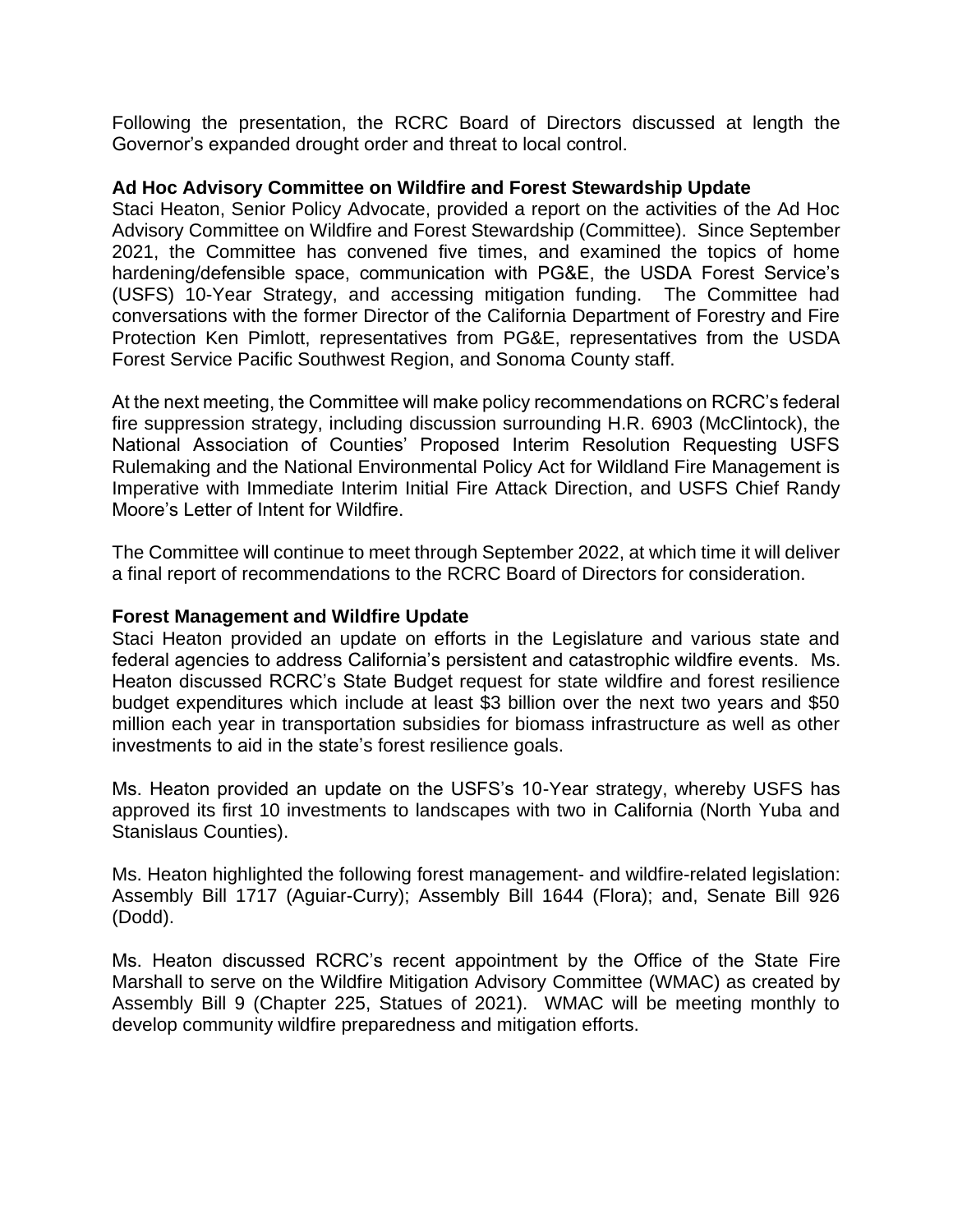Following the presentation, the RCRC Board of Directors discussed at length the Governor's expanded drought order and threat to local control.

**Ad Hoc Advisory Committee on Wildfire and Forest Stewardship Update**

Staci Heaton, Senior Policy Advocate, provided a report on the activities of the Ad Hoc Advisory Committee on Wildfire and Forest Stewardship (Committee). Since September 2021, the Committee has convened five times, and examined the topics of home hardening/defensible space, communication with PG&E, the USDA Forest Service's (USFS) 10-Year Strategy, and accessing mitigation funding. The Committee had conversations with the former Director of the California Department of Forestry and Fire Protection Ken Pimlott, representatives from PG&E, representatives from the USDA Forest Service Pacific Southwest Region, and Sonoma County staff.

At the next meeting, the Committee will make policy recommendations on RCRC's federal fire suppression strategy, including discussion surrounding H.R. 6903 (McClintock), the National Association of Counties' Proposed Interim Resolution Requesting USFS Rulemaking and the National Environmental Policy Act for Wildland Fire Management is Imperative with Immediate Interim Initial Fire Attack Direction, and USFS Chief Randy Moore's Letter of Intent for Wildfire.

The Committee will continue to meet through September 2022, at which time it will deliver a final report of recommendations to the RCRC Board of Directors for consideration.

**Forest Management and Wildfire Update**

Staci Heaton provided an update on efforts in the Legislature and various state and federal agencies to address California's persistent and catastrophic wildfire events. Ms. Heaton discussed RCRC's State Budget request for state wildfire and forest resilience budget expenditures which include at least $3 billion over the next two years and $50 million each year in transportation subsidies for biomass infrastructure as well as other investments to aid in the state's forest resilience goals.

Ms. Heaton provided an update on the USFS's 10-Year strategy, whereby USFS has approved its first 10 investments to landscapes with two in California (North Yuba and Stanislaus Counties).

Ms. Heaton highlighted the following forest management- and wildfire-related legislation: Assembly Bill 1717 (Aguiar-Curry); Assembly Bill 1644 (Flora); and, Senate Bill 926 (Dodd).

Ms. Heaton discussed RCRC's recent appointment by the Office of the State Fire Marshall to serve on the Wildfire Mitigation Advisory Committee (WMAC) as created by Assembly Bill 9 (Chapter 225, Statues of 2021). WMAC will be meeting monthly to develop community wildfire preparedness and mitigation efforts.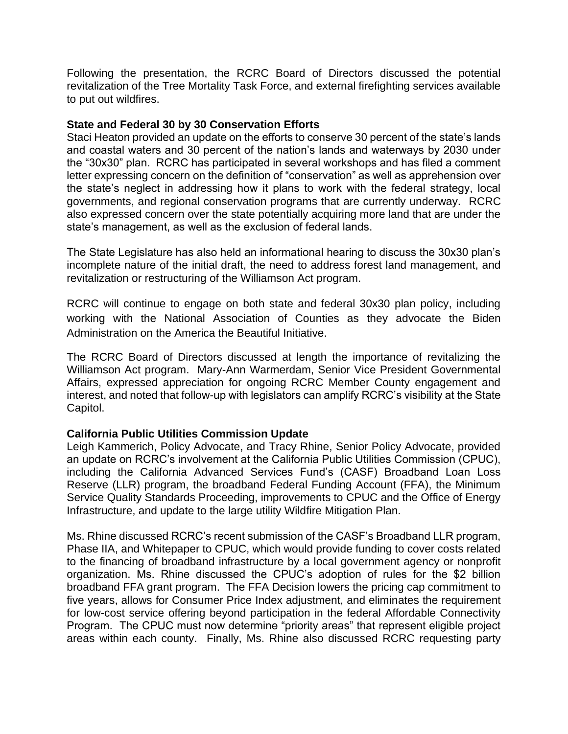Following the presentation, the RCRC Board of Directors discussed the potential revitalization of the Tree Mortality Task Force, and external firefighting services available to put out wildfires.

**State and Federal 30 by 30 Conservation Efforts**

Staci Heaton provided an update on the efforts to conserve 30 percent of the state's lands and coastal waters and 30 percent of the nation's lands and waterways by 2030 under the "30x30" plan. RCRC has participated in several workshops and has filed a comment letter expressing concern on the definition of "conservation" as well as apprehension over the state's neglect in addressing how it plans to work with the federal strategy, local governments, and regional conservation programs that are currently underway. RCRC also expressed concern over the state potentially acquiring more land that are under the state's management, as well as the exclusion of federal lands.

The State Legislature has also held an informational hearing to discuss the 30x30 plan's incomplete nature of the initial draft, the need to address forest land management, and revitalization or restructuring of the Williamson Act program.

RCRC will continue to engage on both state and federal 30x30 plan policy, including working with the National Association of Counties as they advocate the Biden Administration on the America the Beautiful Initiative.

The RCRC Board of Directors discussed at length the importance of revitalizing the Williamson Act program. Mary-Ann Warmerdam, Senior Vice President Governmental Affairs, expressed appreciation for ongoing RCRC Member County engagement and interest, and noted that follow-up with legislators can amplify RCRC's visibility at the State Capitol.

**California Public Utilities Commission Update**

Leigh Kammerich, Policy Advocate, and Tracy Rhine, Senior Policy Advocate, provided an update on RCRC's involvement at the California Public Utilities Commission (CPUC), including the California Advanced Services Fund's (CASF) Broadband Loan Loss Reserve (LLR) program, the broadband Federal Funding Account (FFA), the Minimum Service Quality Standards Proceeding, improvements to CPUC and the Office of Energy Infrastructure, and update to the large utility Wildfire Mitigation Plan.

Ms. Rhine discussed RCRC's recent submission of the CASF's Broadband LLR program, Phase IIA, and Whitepaper to CPUC, which would provide funding to cover costs related to the financing of broadband infrastructure by a local government agency or nonprofit organization. Ms. Rhine discussed the CPUC's adoption of rules for the \$2 billion broadband FFA grant program. The FFA Decision lowers the pricing cap commitment to five years, allows for Consumer Price Index adjustment, and eliminates the requirement for low-cost service offering beyond participation in the federal Affordable Connectivity Program. The CPUC must now determine "priority areas" that represent eligible project areas within each county. Finally, Ms. Rhine also discussed RCRC requesting party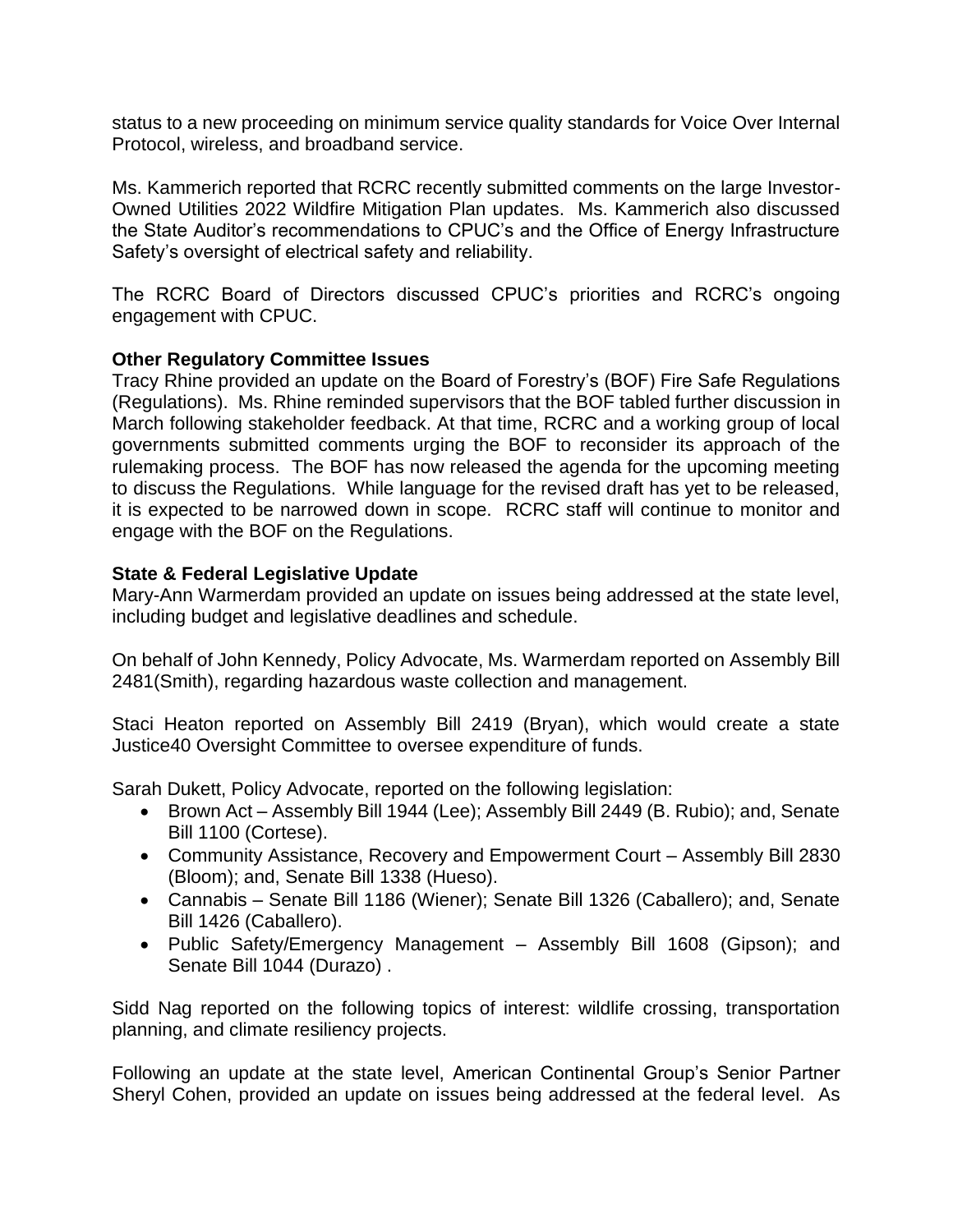status to a new proceeding on minimum service quality standards for Voice Over Internal Protocol, wireless, and broadband service.

Ms. Kammerich reported that RCRC recently submitted comments on the large Investor-Owned Utilities 2022 Wildfire Mitigation Plan updates. Ms. Kammerich also discussed the State Auditor's recommendations to CPUC's and the Office of Energy Infrastructure Safety's oversight of electrical safety and reliability.

The RCRC Board of Directors discussed CPUC's priorities and RCRC's ongoing engagement with CPUC.

**Other Regulatory Committee Issues**
Tracy Rhine provided an update on the Board of Forestry's (BOF) Fire Safe Regulations (Regulations). Ms. Rhine reminded supervisors that the BOF tabled further discussion in March following stakeholder feedback. At that time, RCRC and a working group of local governments submitted comments urging the BOF to reconsider its approach of the rulemaking process. The BOF has now released the agenda for the upcoming meeting to discuss the Regulations. While language for the revised draft has yet to be released, it is expected to be narrowed down in scope. RCRC staff will continue to monitor and engage with the BOF on the Regulations.

**State & Federal Legislative Update**
Mary-Ann Warmerdam provided an update on issues being addressed at the state level, including budget and legislative deadlines and schedule.

On behalf of John Kennedy, Policy Advocate, Ms. Warmerdam reported on Assembly Bill 2481(Smith), regarding hazardous waste collection and management.

Staci Heaton reported on Assembly Bill 2419 (Bryan), which would create a state Justice40 Oversight Committee to oversee expenditure of funds.

Sarah Dukett, Policy Advocate, reported on the following legislation:

- Brown Act – Assembly Bill 1944 (Lee); Assembly Bill 2449 (B. Rubio); and, Senate Bill 1100 (Cortese).
- Community Assistance, Recovery and Empowerment Court – Assembly Bill 2830 (Bloom); and, Senate Bill 1338 (Hueso).
- Cannabis – Senate Bill 1186 (Wiener); Senate Bill 1326 (Caballero); and, Senate Bill 1426 (Caballero).
- Public Safety/Emergency Management – Assembly Bill 1608 (Gipson); and Senate Bill 1044 (Durazo) .

Sidd Nag reported on the following topics of interest: wildlife crossing, transportation planning, and climate resiliency projects.

Following an update at the state level, American Continental Group's Senior Partner Sheryl Cohen, provided an update on issues being addressed at the federal level. As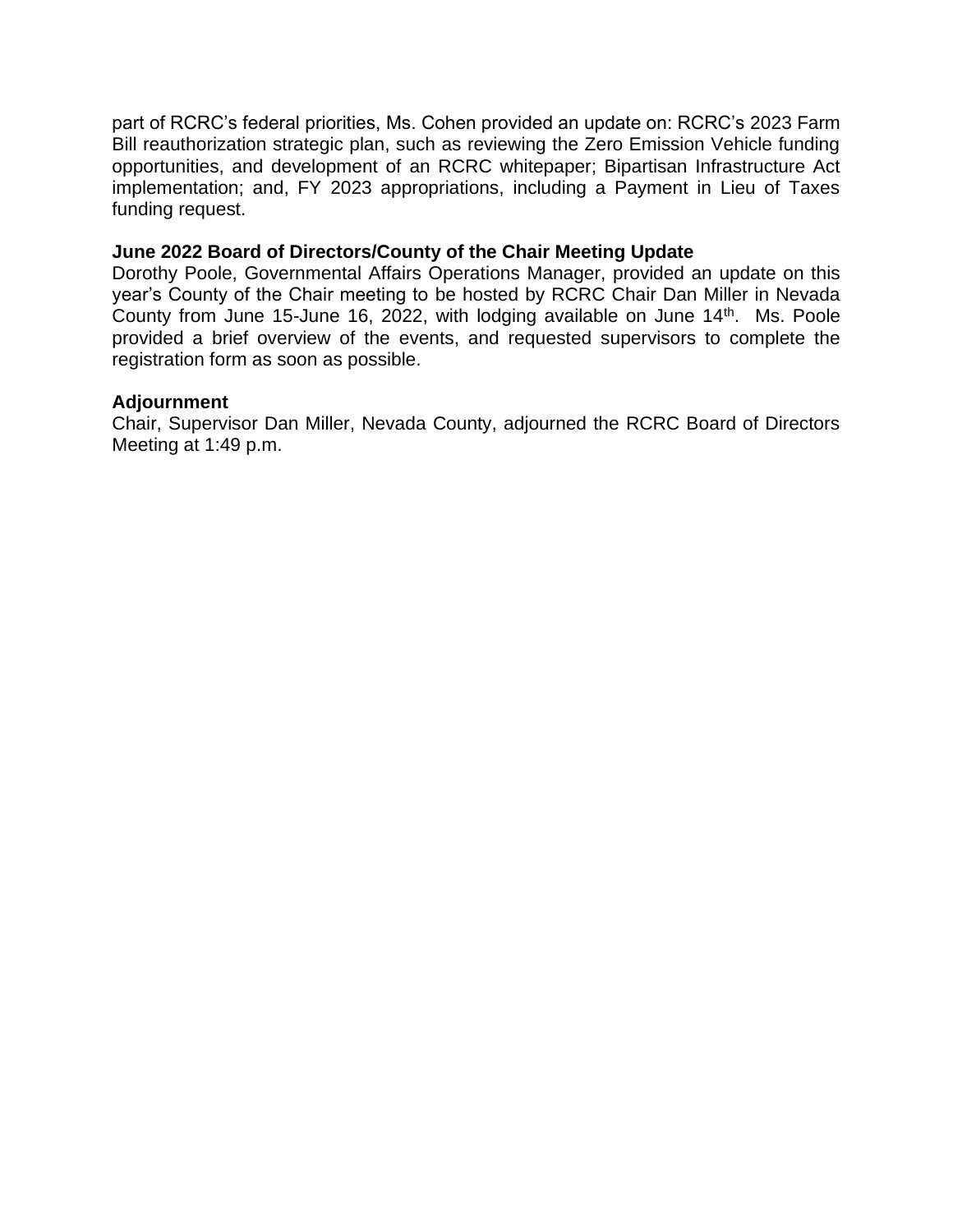part of RCRC's federal priorities, Ms. Cohen provided an update on: RCRC's 2023 Farm Bill reauthorization strategic plan, such as reviewing the Zero Emission Vehicle funding opportunities, and development of an RCRC whitepaper; Bipartisan Infrastructure Act implementation; and, FY 2023 appropriations, including a Payment in Lieu of Taxes funding request.

**June 2022 Board of Directors/County of the Chair Meeting Update**
Dorothy Poole, Governmental Affairs Operations Manager, provided an update on this year's County of the Chair meeting to be hosted by RCRC Chair Dan Miller in Nevada County from June 15-June 16, 2022, with lodging available on June 14th. Ms. Poole provided a brief overview of the events, and requested supervisors to complete the registration form as soon as possible.

**Adjournment**
Chair, Supervisor Dan Miller, Nevada County, adjourned the RCRC Board of Directors Meeting at 1:49 p.m.